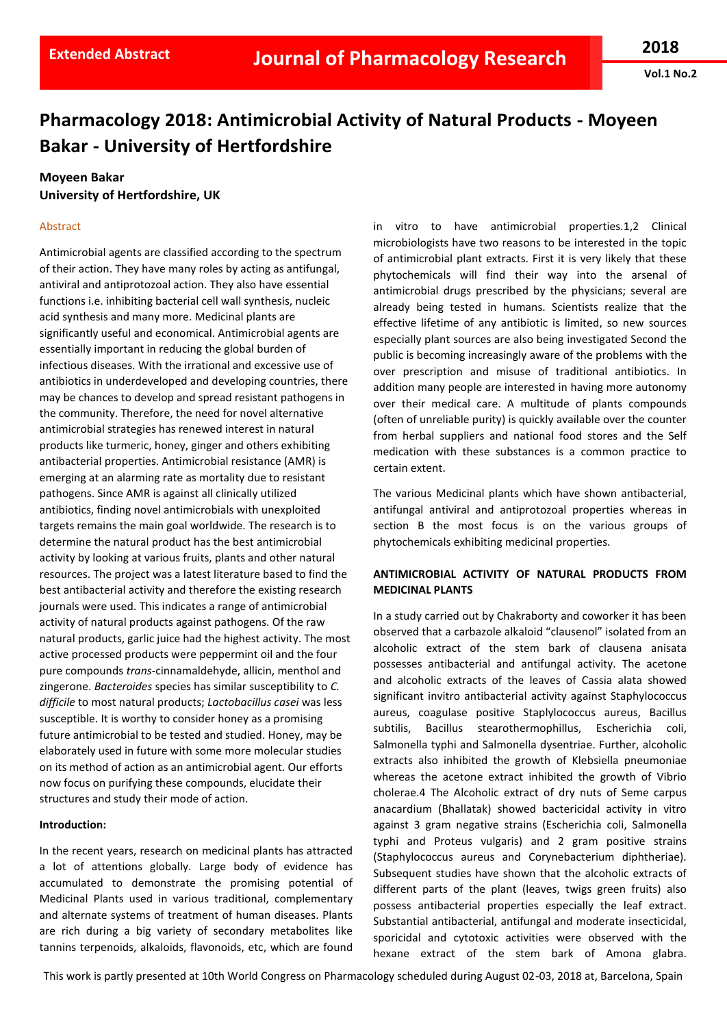# Pharmacology 2018: Antimicrobial Activity of Natural Products - Moyeen Bakar - University of Hertfordshire

**Moyeen Bakar**
**University of Hertfordshire, UK**

## Abstract

Antimicrobial agents are classified according to the spectrum of their action. They have many roles by acting as antifungal, antiviral and antiprotozoal action. They also have essential functions i.e. inhibiting bacterial cell wall synthesis, nucleic acid synthesis and many more. Medicinal plants are significantly useful and economical. Antimicrobial agents are essentially important in reducing the global burden of infectious diseases. With the irrational and excessive use of antibiotics in underdeveloped and developing countries, there may be chances to develop and spread resistant pathogens in the community. Therefore, the need for novel alternative antimicrobial strategies has renewed interest in natural products like turmeric, honey, ginger and others exhibiting antibacterial properties. Antimicrobial resistance (AMR) is emerging at an alarming rate as mortality due to resistant pathogens. Since AMR is against all clinically utilized antibiotics, finding novel antimicrobials with unexploited targets remains the main goal worldwide. The research is to determine the natural product has the best antimicrobial activity by looking at various fruits, plants and other natural resources. The project was a latest literature based to find the best antibacterial activity and therefore the existing research journals were used. This indicates a range of antimicrobial activity of natural products against pathogens. Of the raw natural products, garlic juice had the highest activity. The most active processed products were peppermint oil and the four pure compounds *trans*-cinnamaldehyde, allicin, menthol and zingerone. *Bacteroides* species has similar susceptibility to *C. difficile* to most natural products; *Lactobacillus casei* was less susceptible. It is worthy to consider honey as a promising future antimicrobial to be tested and studied. Honey, may be elaborately used in future with some more molecular studies on its method of action as an antimicrobial agent. Our efforts now focus on purifying these compounds, elucidate their structures and study their mode of action.

**Introduction:**

In the recent years, research on medicinal plants has attracted a lot of attentions globally. Large body of evidence has accumulated to demonstrate the promising potential of Medicinal Plants used in various traditional, complementary and alternate systems of treatment of human diseases. Plants are rich during a big variety of secondary metabolites like tannins terpenoids, alkaloids, flavonoids, etc, which are found in vitro to have antimicrobial properties.1,2 Clinical microbiologists have two reasons to be interested in the topic of antimicrobial plant extracts. First it is very likely that these phytochemicals will find their way into the arsenal of antimicrobial drugs prescribed by the physicians; several are already being tested in humans. Scientists realize that the effective lifetime of any antibiotic is limited, so new sources especially plant sources are also being investigated Second the public is becoming increasingly aware of the problems with the over prescription and misuse of traditional antibiotics. In addition many people are interested in having more autonomy over their medical care. A multitude of plants compounds (often of unreliable purity) is quickly available over the counter from herbal suppliers and national food stores and the Self medication with these substances is a common practice to certain extent.

The various Medicinal plants which have shown antibacterial, antifungal antiviral and antiprotozoal properties whereas in section B the most focus is on the various groups of phytochemicals exhibiting medicinal properties.

**ANTIMICROBIAL ACTIVITY OF NATURAL PRODUCTS FROM MEDICINAL PLANTS**

In a study carried out by Chakraborty and coworker it has been observed that a carbazole alkaloid "clausenol" isolated from an alcoholic extract of the stem bark of clausena anisata possesses antibacterial and antifungal activity. The acetone and alcoholic extracts of the leaves of Cassia alata showed significant invitro antibacterial activity against Staphylococcus aureus, coagulase positive Staplylococcus aureus, Bacillus subtilis, Bacillus stearothermophillus, Escherichia coli, Salmonella typhi and Salmonella dysentriae. Further, alcoholic extracts also inhibited the growth of Klebsiella pneumoniae whereas the acetone extract inhibited the growth of Vibrio cholerae.4 The Alcoholic extract of dry nuts of Seme carpus anacardium (Bhallatak) showed bactericidal activity in vitro against 3 gram negative strains (Escherichia coli, Salmonella typhi and Proteus vulgaris) and 2 gram positive strains (Staphylococcus aureus and Corynebacterium diphtheriae). Subsequent studies have shown that the alcoholic extracts of different parts of the plant (leaves, twigs green fruits) also possess antibacterial properties especially the leaf extract. Substantial antibacterial, antifungal and moderate insecticidal, sporicidal and cytotoxic activities were observed with the hexane extract of the stem bark of Amona glabra.

This work is partly presented at 10th World Congress on Pharmacology scheduled during August 02-03, 2018 at, Barcelona, Spain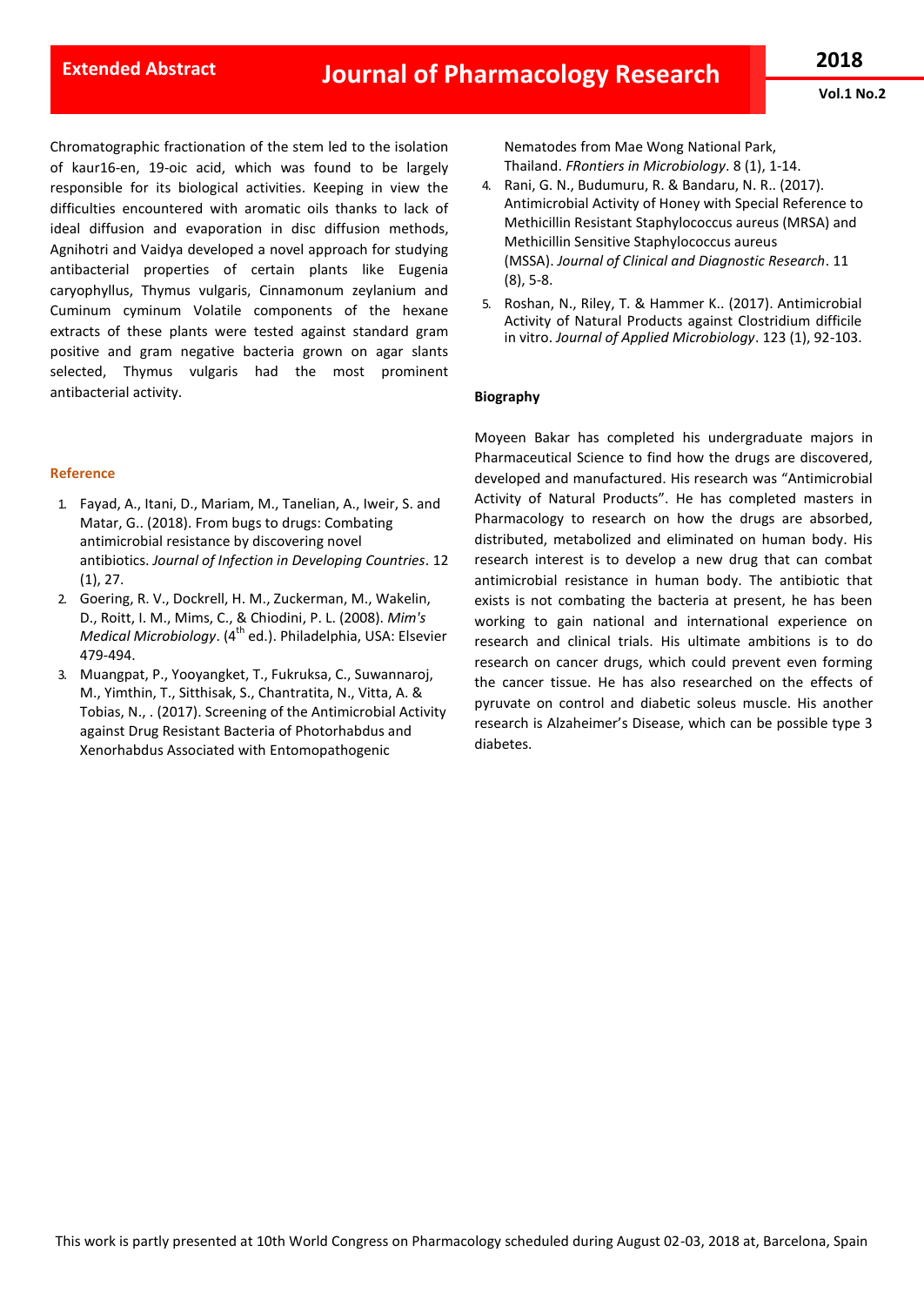Chromatographic fractionation of the stem led to the isolation of kaur16-en, 19-oic acid, which was found to be largely responsible for its biological activities. Keeping in view the difficulties encountered with aromatic oils thanks to lack of ideal diffusion and evaporation in disc diffusion methods, Agnihotri and Vaidya developed a novel approach for studying antibacterial properties of certain plants like Eugenia caryophyllus, Thymus vulgaris, Cinnamonum zeylanium and Cuminum cyminum Volatile components of the hexane extracts of these plants were tested against standard gram positive and gram negative bacteria grown on agar slants selected, Thymus vulgaris had the most prominent antibacterial activity.

## Reference

1. Fayad, A., Itani, D., Mariam, M., Tanelian, A., Iweir, S. and Matar, G.. (2018). From bugs to drugs: Combating antimicrobial resistance by discovering novel antibiotics. *Journal of Infection in Developing Countries*. 12 (1), 27.
2. Goering, R. V., Dockrell, H. M., Zuckerman, M., Wakelin, D., Roitt, I. M., Mims, C., & Chiodini, P. L. (2008). *Mim's Medical Microbiology*. (4th ed.). Philadelphia, USA: Elsevier 479-494.
3. Muangpat, P., Yooyangket, T., Fukruksa, C., Suwannaroj, M., Yimthin, T., Sitthisak, S., Chantratita, N., Vitta, A. & Tobias, N., . (2017). Screening of the Antimicrobial Activity against Drug Resistant Bacteria of Photorhabdus and Xenorhabdus Associated with Entomopathogenic Nematodes from Mae Wong National Park, Thailand. *FRontiers in Microbiology*. 8 (1), 1-14.
4. Rani, G. N., Budumuru, R. & Bandaru, N. R.. (2017). Antimicrobial Activity of Honey with Special Reference to Methicillin Resistant Staphylococcus aureus (MRSA) and Methicillin Sensitive Staphylococcus aureus (MSSA). *Journal of Clinical and Diagnostic Research*. 11 (8), 5-8.
5. Roshan, N., Riley, T. & Hammer K.. (2017). Antimicrobial Activity of Natural Products against Clostridium difficile in vitro. *Journal of Applied Microbiology*. 123 (1), 92-103.

## Biography

Moyeen Bakar has completed his undergraduate majors in Pharmaceutical Science to find how the drugs are discovered, developed and manufactured. His research was "Antimicrobial Activity of Natural Products". He has completed masters in Pharmacology to research on how the drugs are absorbed, distributed, metabolized and eliminated on human body. His research interest is to develop a new drug that can combat antimicrobial resistance in human body. The antibiotic that exists is not combating the bacteria at present, he has been working to gain national and international experience on research and clinical trials. His ultimate ambitions is to do research on cancer drugs, which could prevent even forming the cancer tissue. He has also researched on the effects of pyruvate on control and diabetic soleus muscle. His another research is Alzaheimer's Disease, which can be possible type 3 diabetes.

This work is partly presented at 10th World Congress on Pharmacology scheduled during August 02-03, 2018 at, Barcelona, Spain